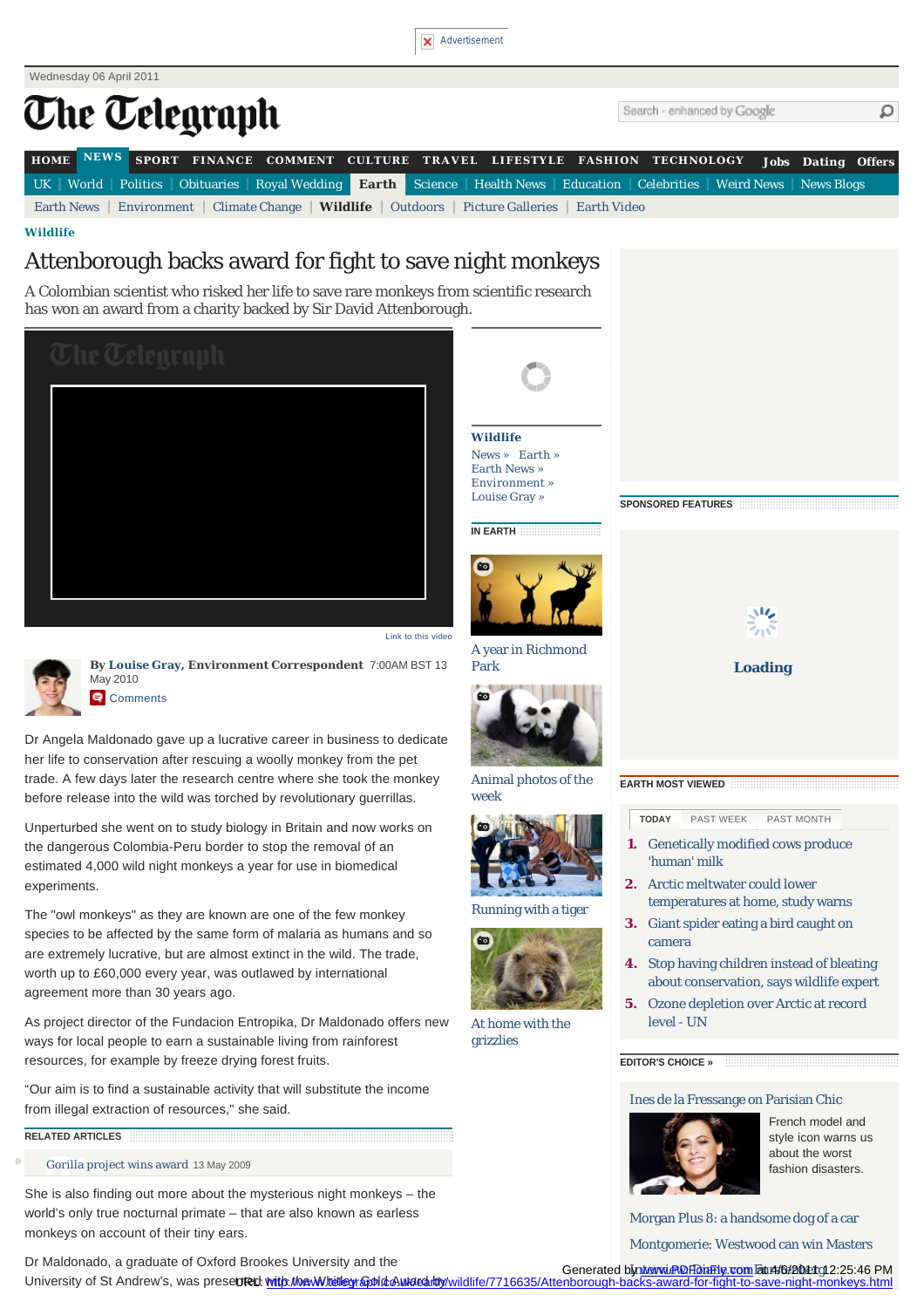Wednesday 06 April 2011

# The Telegraph

HOME | NEWS | SPORT | FINANCE | COMMENT | CULTURE | TRAVEL | LIFESTYLE | FASHION | TECHNOLOGY | Jobs | Dating | Offers

UK | World | Politics | Obituaries | Royal Wedding | Earth | Science | Health News | Education | Celebrities | Weird News | News Blogs

Earth News | Environment | Climate Change | Wildlife | Outdoors | Picture Galleries | Earth Video

**Wildlife**

# Attenborough backs award for fight to save night monkeys

A Colombian scientist who risked her life to save rare monkeys from scientific research has won an award from a charity backed by Sir David Attenborough.

Link to this video

**By Louise Gray, Environment Correspondent** 7:00AM BST 13 May 2010

Comments

Dr Angela Maldonado gave up a lucrative career in business to dedicate her life to conservation after rescuing a woolly monkey from the pet trade. A few days later the research centre where she took the monkey before release into the wild was torched by revolutionary guerrillas.

Unperturbed she went on to study biology in Britain and now works on the dangerous Colombia-Peru border to stop the removal of an estimated 4,000 wild night monkeys a year for use in biomedical experiments.

The "owl monkeys" as they are known are one of the few monkey species to be affected by the same form of malaria as humans and so are extremely lucrative, but are almost extinct in the wild. The trade, worth up to £60,000 every year, was outlawed by international agreement more than 30 years ago.

As project director of the Fundacion Entropika, Dr Maldonado offers new ways for local people to earn a sustainable living from rainforest resources, for example by freeze drying forest fruits.

"Our aim is to find a sustainable activity that will substitute the income from illegal extraction of resources," she said.

**RELATED ARTICLES**

- Gorilla project wins award 13 May 2009

She is also finding out more about the mysterious night monkeys – the world's only true nocturnal primate – that are also known as earless monkeys on account of their tiny ears.

Dr Maldonado, a graduate of Oxford Brookes University and the University of St Andrew's, was presented with the Whitley Gold Award by

**Wildlife**

News » Earth » Earth News » Environment » Louise Gray »

**IN EARTH**

A year in Richmond Park

Animal photos of the week

Running with a tiger

At home with the grizzlies

**SPONSORED FEATURES**

Loading

**EARTH MOST VIEWED**

TODAY | PAST WEEK | PAST MONTH

1. Genetically modified cows produce 'human' milk
2. Arctic meltwater could lower temperatures at home, study warns
3. Giant spider eating a bird caught on camera
4. Stop having children instead of bleating about conservation, says wildlife expert
5. Ozone depletion over Arctic at record level - UN

**EDITOR'S CHOICE »**

Ines de la Fressange on Parisian Chic

French model and style icon warns us about the worst fashion disasters.

Morgan Plus 8: a handsome dog of a car

Montgomerie: Westwood can win Masters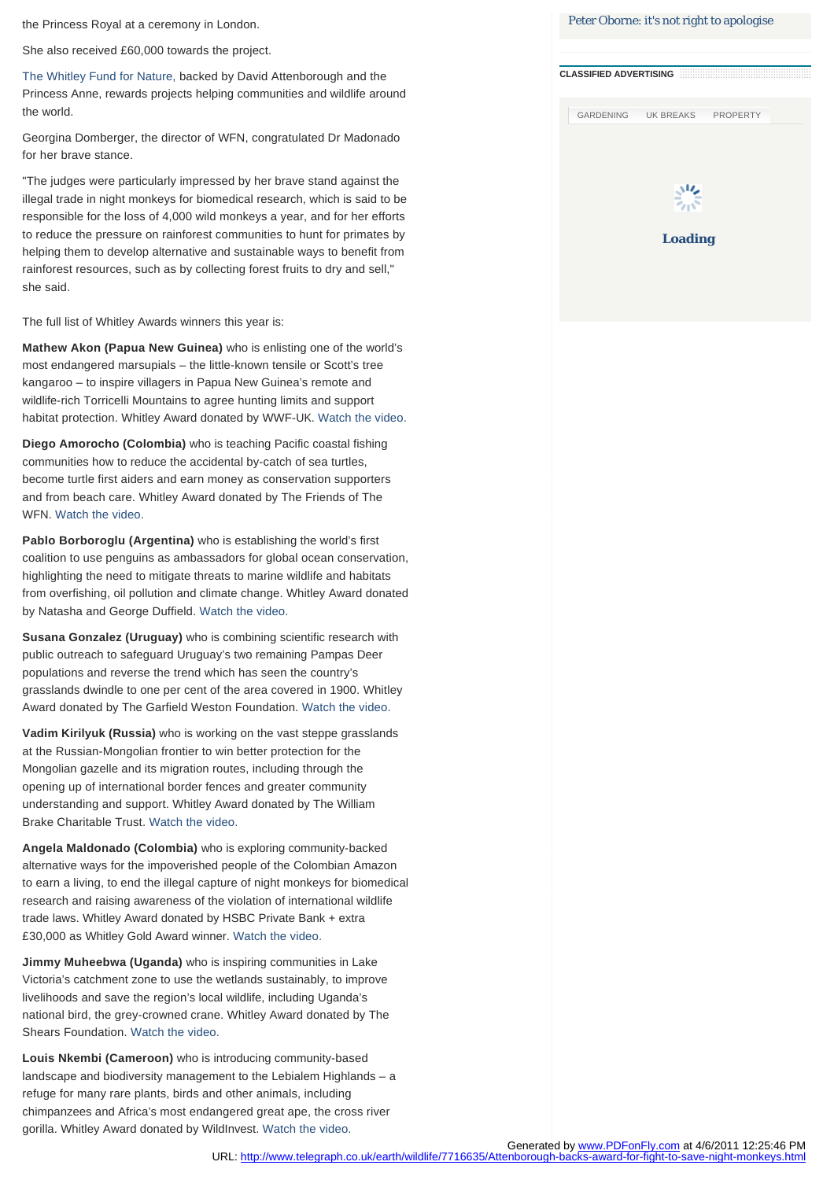the Princess Royal at a ceremony in London.

She also received £60,000 towards the project.

The Whitley Fund for Nature, backed by David Attenborough and the Princess Anne, rewards projects helping communities and wildlife around the world.

Georgina Domberger, the director of WFN, congratulated Dr Madonado for her brave stance.

"The judges were particularly impressed by her brave stand against the illegal trade in night monkeys for biomedical research, which is said to be responsible for the loss of 4,000 wild monkeys a year, and for her efforts to reduce the pressure on rainforest communities to hunt for primates by helping them to develop alternative and sustainable ways to benefit from rainforest resources, such as by collecting forest fruits to dry and sell," she said.

The full list of Whitley Awards winners this year is:

**Mathew Akon (Papua New Guinea)** who is enlisting one of the world's most endangered marsupials – the little-known tensile or Scott's tree kangaroo – to inspire villagers in Papua New Guinea's remote and wildlife-rich Torricelli Mountains to agree hunting limits and support habitat protection. Whitley Award donated by WWF-UK. Watch the video.

**Diego Amorocho (Colombia)** who is teaching Pacific coastal fishing communities how to reduce the accidental by-catch of sea turtles, become turtle first aiders and earn money as conservation supporters and from beach care. Whitley Award donated by The Friends of The WFN. Watch the video.

**Pablo Borboroglu (Argentina)** who is establishing the world's first coalition to use penguins as ambassadors for global ocean conservation, highlighting the need to mitigate threats to marine wildlife and habitats from overfishing, oil pollution and climate change. Whitley Award donated by Natasha and George Duffield. Watch the video.

**Susana Gonzalez (Uruguay)** who is combining scientific research with public outreach to safeguard Uruguay's two remaining Pampas Deer populations and reverse the trend which has seen the country's grasslands dwindle to one per cent of the area covered in 1900. Whitley Award donated by The Garfield Weston Foundation. Watch the video.

**Vadim Kirilyuk (Russia)** who is working on the vast steppe grasslands at the Russian-Mongolian frontier to win better protection for the Mongolian gazelle and its migration routes, including through the opening up of international border fences and greater community understanding and support. Whitley Award donated by The William Brake Charitable Trust. Watch the video.

**Angela Maldonado (Colombia)** who is exploring community-backed alternative ways for the impoverished people of the Colombian Amazon to earn a living, to end the illegal capture of night monkeys for biomedical research and raising awareness of the violation of international wildlife trade laws. Whitley Award donated by HSBC Private Bank + extra £30,000 as Whitley Gold Award winner. Watch the video.

**Jimmy Muheebwa (Uganda)** who is inspiring communities in Lake Victoria's catchment zone to use the wetlands sustainably, to improve livelihoods and save the region's local wildlife, including Uganda's national bird, the grey-crowned crane. Whitley Award donated by The Shears Foundation. Watch the video.

**Louis Nkembi (Cameroon)** who is introducing community-based landscape and biodiversity management to the Lebialem Highlands – a refuge for many rare plants, birds and other animals, including chimpanzees and Africa's most endangered great ape, the cross river gorilla. Whitley Award donated by WildInvest. Watch the video.

Peter Oborne: it's not right to apologise

CLASSIFIED ADVERTISING

GARDENING | UK BREAKS | PROPERTY

Loading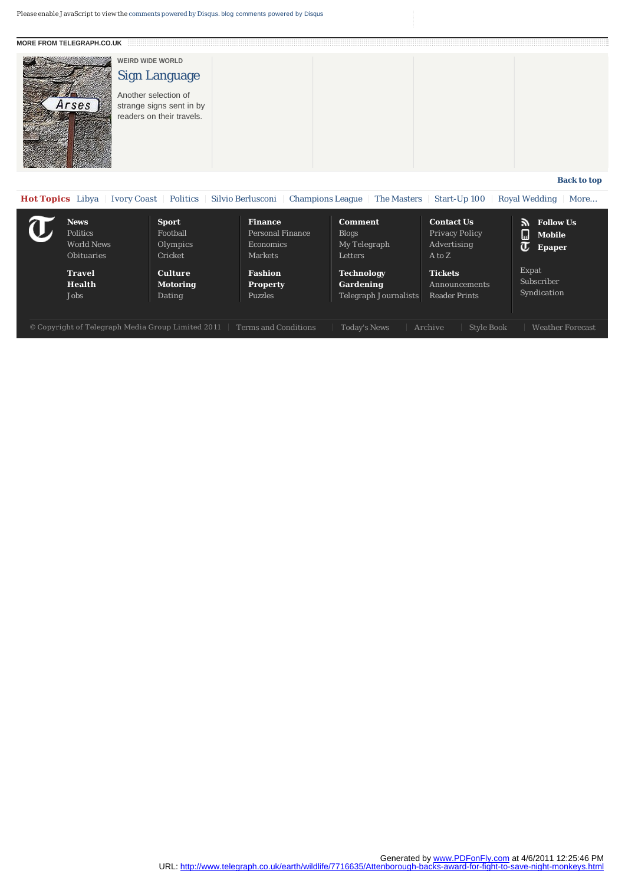Please enable JavaScript to view the comments powered by Disqus. blog comments powered by Disqus

**MORE FROM TELEGRAPH.CO.UK**

WEIRD WIDE WORLD

## Sign Language

Another selection of strange signs sent in by readers on their travels.

**Back to top**

**Hot Topics** Libya | Ivory Coast | Politics | Silvio Berlusconi | Champions League | The Masters | Start-Up 100 | Royal Wedding | More...

**News**
Politics
World News
Obituaries

**Travel**
**Health**
Jobs

**Sport**
Football
Olympics
Cricket

**Culture**
**Motoring**
Dating

**Finance**
Personal Finance
Economics
Markets

**Fashion**
**Property**
Puzzles

**Comment**
Blogs
My Telegraph
Letters

**Technology**
**Gardening**
Telegraph Journalists

**Contact Us**
Privacy Policy
Advertising
A to Z

**Tickets**
Announcements
Reader Prints

**Follow Us**
**Mobile**
**Epaper**

Expat
Subscriber
Syndication

© Copyright of Telegraph Media Group Limited 2011 | Terms and Conditions | Today's News | Archive | Style Book | Weather Forecast

Generated by www.PDFonFly.com at 4/6/2011 12:25:46 PM
URL: http://www.telegraph.co.uk/earth/wildlife/7716635/Attenborough-backs-award-for-fight-to-save-night-monkeys.html